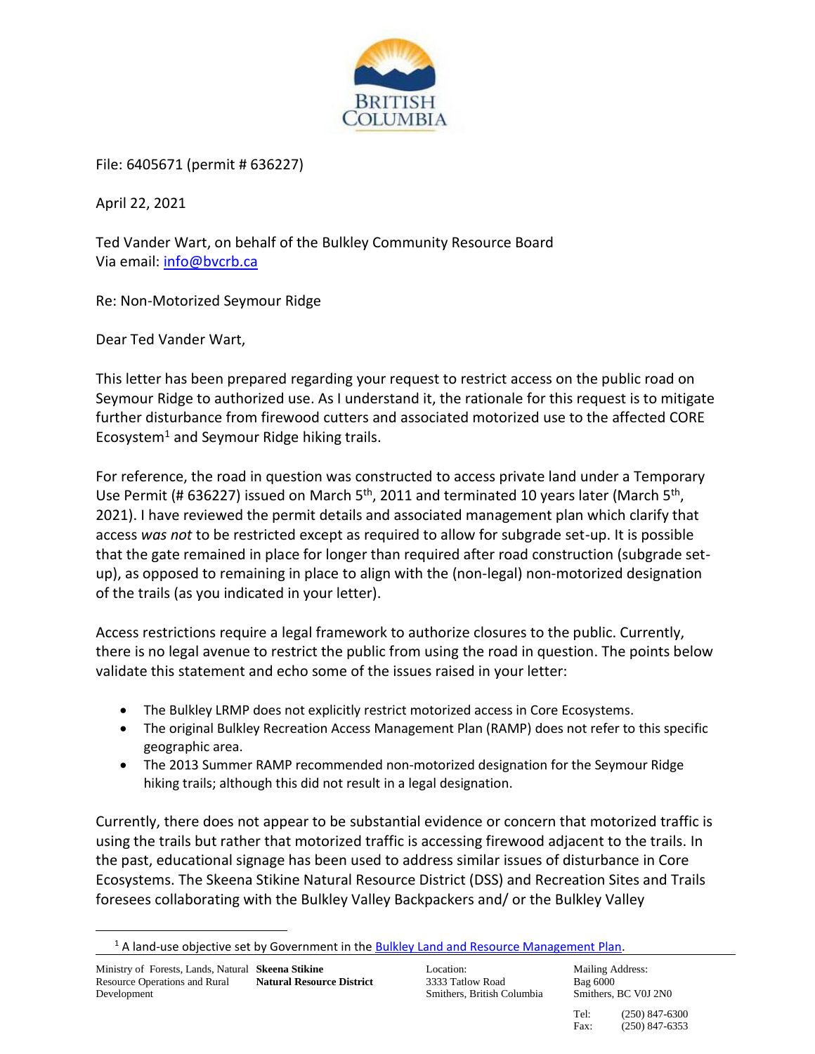File: 6405671 (permit # 636227)

April 22, 2021

Ted Vander Wart, on behalf of the Bulkley Community Resource Board
Via email: info@bvcrb.ca

Re: Non-Motorized Seymour Ridge

Dear Ted Vander Wart,

This letter has been prepared regarding your request to restrict access on the public road on Seymour Ridge to authorized use. As I understand it, the rationale for this request is to mitigate further disturbance from firewood cutters and associated motorized use to the affected CORE Ecosystem[1] and Seymour Ridge hiking trails.

For reference, the road in question was constructed to access private land under a Temporary Use Permit (# 636227) issued on March 5th, 2011 and terminated 10 years later (March 5th, 2021). I have reviewed the permit details and associated management plan which clarify that access *was not* to be restricted except as required to allow for subgrade set-up. It is possible that the gate remained in place for longer than required after road construction (subgrade set-up), as opposed to remaining in place to align with the (non-legal) non-motorized designation of the trails (as you indicated in your letter).

Access restrictions require a legal framework to authorize closures to the public. Currently, there is no legal avenue to restrict the public from using the road in question. The points below validate this statement and echo some of the issues raised in your letter:

- The Bulkley LRMP does not explicitly restrict motorized access in Core Ecosystems.
- The original Bulkley Recreation Access Management Plan (RAMP) does not refer to this specific geographic area.
- The 2013 Summer RAMP recommended non-motorized designation for the Seymour Ridge hiking trails; although this did not result in a legal designation.

Currently, there does not appear to be substantial evidence or concern that motorized traffic is using the trails but rather that motorized traffic is accessing firewood adjacent to the trails. In the past, educational signage has been used to address similar issues of disturbance in Core Ecosystems. The Skeena Stikine Natural Resource District (DSS) and Recreation Sites and Trails foresees collaborating with the Bulkley Valley Backpackers and/ or the Bulkley Valley

[1] A land-use objective set by Government in the Bulkley Land and Resource Management Plan.

Ministry of Forests, Lands, Natural Resource Operations and Rural Development | **Skeena Stikine Natural Resource District** | Location: 3333 Tatlow Road Smithers, British Columbia | Mailing Address: Bag 6000 Smithers, BC V0J 2N0 | Tel: (250) 847-6300 Fax: (250) 847-6353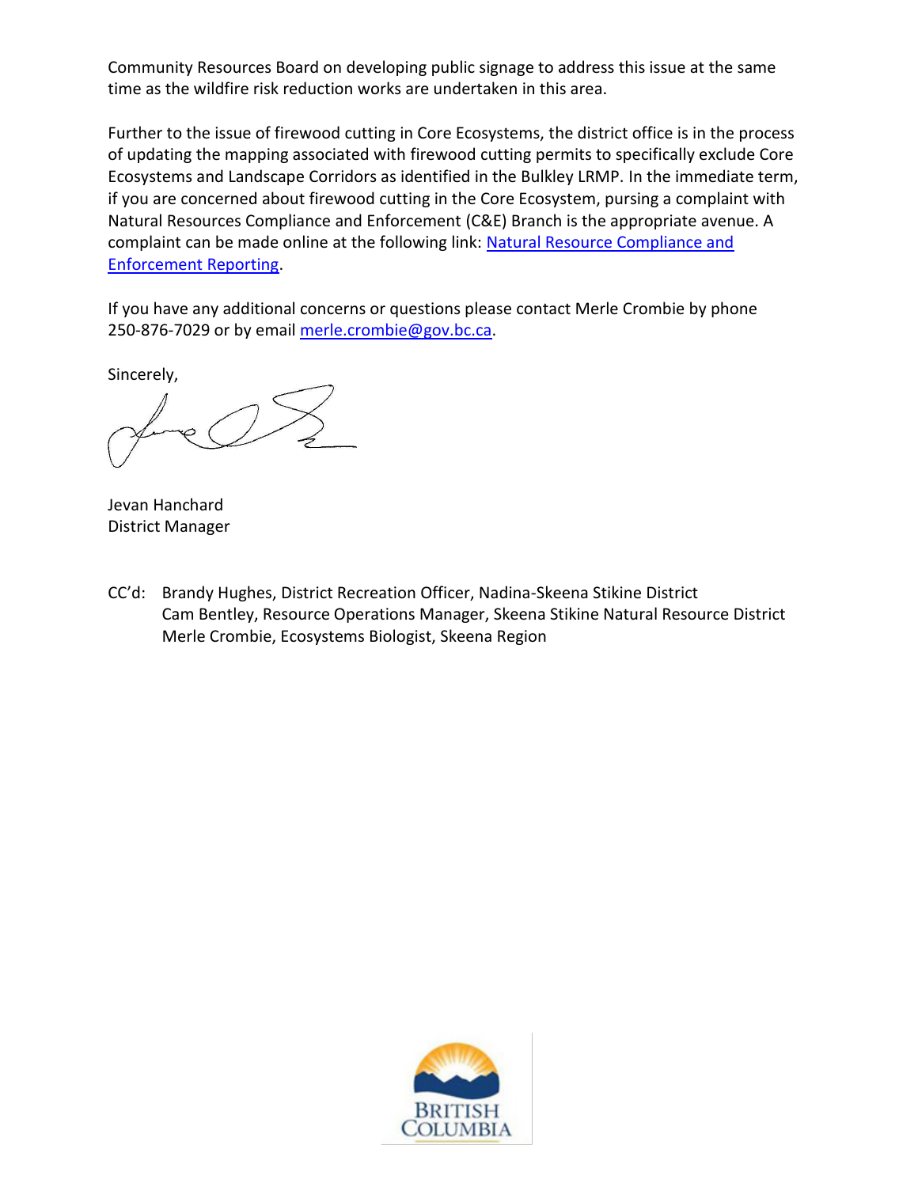Community Resources Board on developing public signage to address this issue at the same time as the wildfire risk reduction works are undertaken in this area.

Further to the issue of firewood cutting in Core Ecosystems, the district office is in the process of updating the mapping associated with firewood cutting permits to specifically exclude Core Ecosystems and Landscape Corridors as identified in the Bulkley LRMP. In the immediate term, if you are concerned about firewood cutting in the Core Ecosystem, pursing a complaint with Natural Resources Compliance and Enforcement (C&E) Branch is the appropriate avenue. A complaint can be made online at the following link: Natural Resource Compliance and Enforcement Reporting.

If you have any additional concerns or questions please contact Merle Crombie by phone 250-876-7029 or by email merle.crombie@gov.bc.ca.

Sincerely,

Jevan Hanchard
District Manager

CC'd: Brandy Hughes, District Recreation Officer, Nadina-Skeena Stikine District
Cam Bentley, Resource Operations Manager, Skeena Stikine Natural Resource District
Merle Crombie, Ecosystems Biologist, Skeena Region

BRITISH COLUMBIA